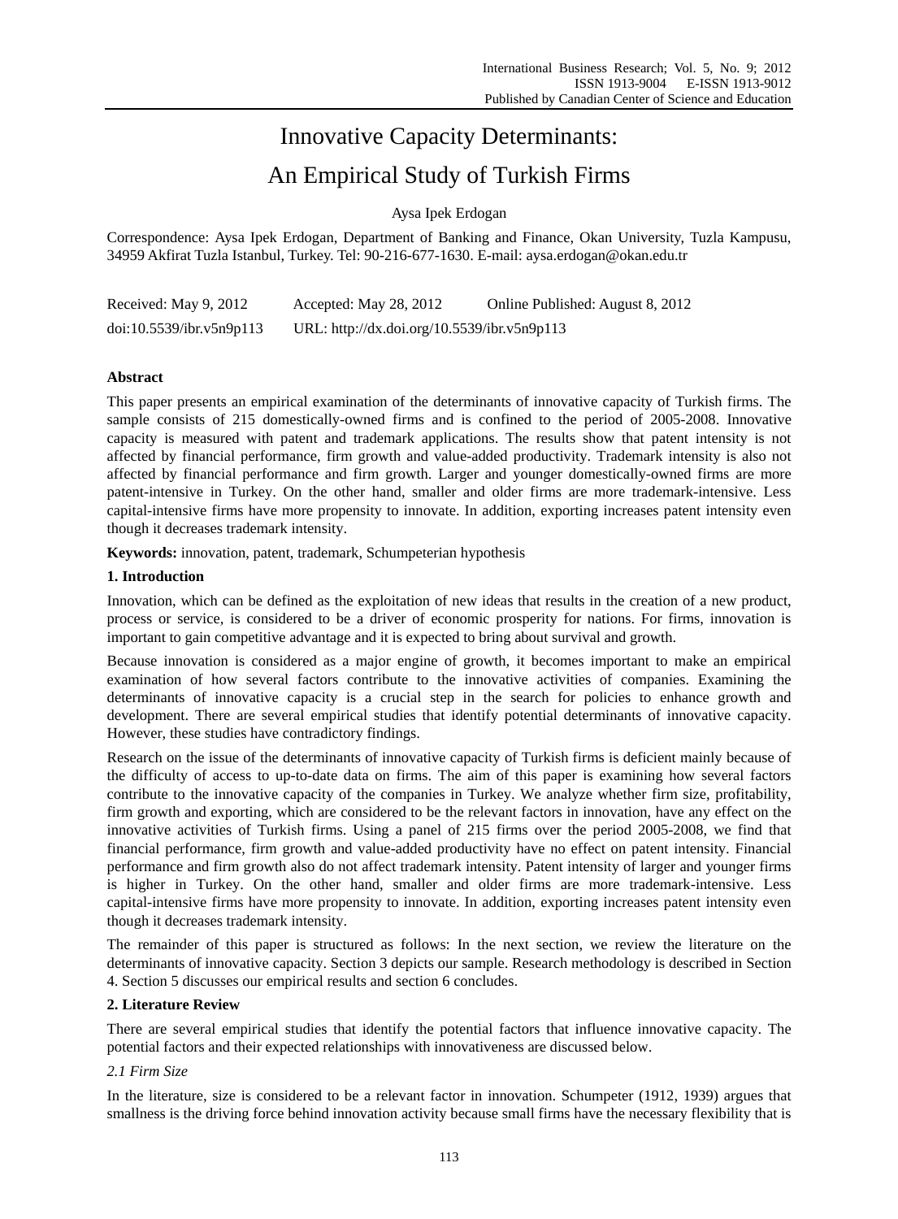# Innovative Capacity Determinants: An Empirical Study of Turkish Firms

Aysa Ipek Erdogan

Correspondence: Aysa Ipek Erdogan, Department of Banking and Finance, Okan University, Tuzla Kampusu, 34959 Akfirat Tuzla Istanbul, Turkey. Tel: 90-216-677-1630. E-mail: aysa.erdogan@okan.edu.tr

Received: May 9, 2012 Accepted: May 28, 2012 Online Published: August 8, 2012

doi:10.5539/ibr.v5n9p113 URL: http://dx.doi.org/10.5539/ibr.v5n9p113

## Abstract

This paper presents an empirical examination of the determinants of innovative capacity of Turkish firms. The sample consists of 215 domestically-owned firms and is confined to the period of 2005-2008. Innovative capacity is measured with patent and trademark applications. The results show that patent intensity is not affected by financial performance, firm growth and value-added productivity. Trademark intensity is also not affected by financial performance and firm growth. Larger and younger domestically-owned firms are more patent-intensive in Turkey. On the other hand, smaller and older firms are more trademark-intensive. Less capital-intensive firms have more propensity to innovate. In addition, exporting increases patent intensity even though it decreases trademark intensity.

**Keywords:** innovation, patent, trademark, Schumpeterian hypothesis

## 1. Introduction

Innovation, which can be defined as the exploitation of new ideas that results in the creation of a new product, process or service, is considered to be a driver of economic prosperity for nations. For firms, innovation is important to gain competitive advantage and it is expected to bring about survival and growth.

Because innovation is considered as a major engine of growth, it becomes important to make an empirical examination of how several factors contribute to the innovative activities of companies. Examining the determinants of innovative capacity is a crucial step in the search for policies to enhance growth and development. There are several empirical studies that identify potential determinants of innovative capacity. However, these studies have contradictory findings.

Research on the issue of the determinants of innovative capacity of Turkish firms is deficient mainly because of the difficulty of access to up-to-date data on firms. The aim of this paper is examining how several factors contribute to the innovative capacity of the companies in Turkey. We analyze whether firm size, profitability, firm growth and exporting, which are considered to be the relevant factors in innovation, have any effect on the innovative activities of Turkish firms. Using a panel of 215 firms over the period 2005-2008, we find that financial performance, firm growth and value-added productivity have no effect on patent intensity. Financial performance and firm growth also do not affect trademark intensity. Patent intensity of larger and younger firms is higher in Turkey. On the other hand, smaller and older firms are more trademark-intensive. Less capital-intensive firms have more propensity to innovate. In addition, exporting increases patent intensity even though it decreases trademark intensity.

The remainder of this paper is structured as follows: In the next section, we review the literature on the determinants of innovative capacity. Section 3 depicts our sample. Research methodology is described in Section 4. Section 5 discusses our empirical results and section 6 concludes.

## 2. Literature Review

There are several empirical studies that identify the potential factors that influence innovative capacity. The potential factors and their expected relationships with innovativeness are discussed below.

### *2.1 Firm Size*

In the literature, size is considered to be a relevant factor in innovation. Schumpeter (1912, 1939) argues that smallness is the driving force behind innovation activity because small firms have the necessary flexibility that is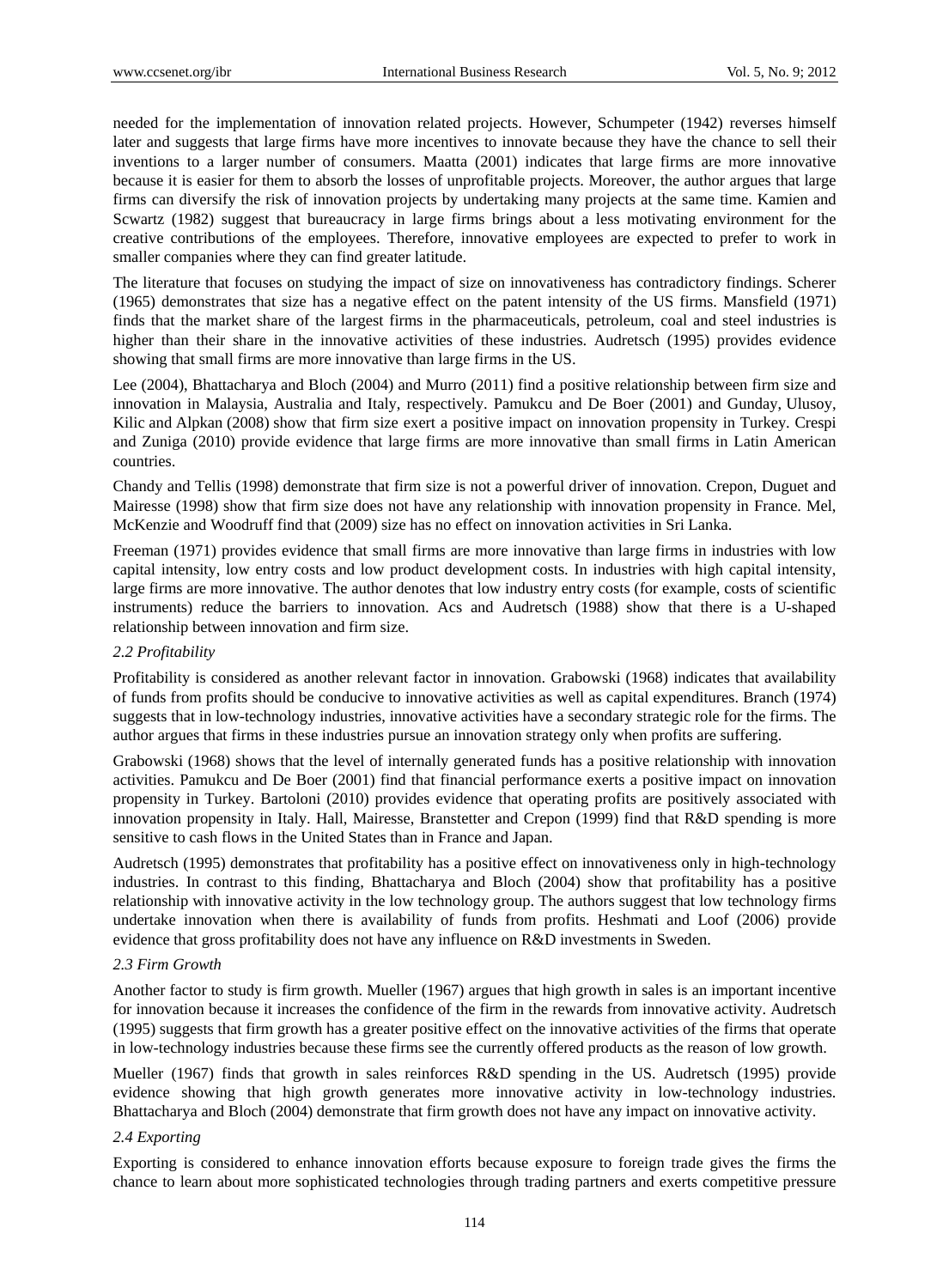needed for the implementation of innovation related projects. However, Schumpeter (1942) reverses himself later and suggests that large firms have more incentives to innovate because they have the chance to sell their inventions to a larger number of consumers. Maatta (2001) indicates that large firms are more innovative because it is easier for them to absorb the losses of unprofitable projects. Moreover, the author argues that large firms can diversify the risk of innovation projects by undertaking many projects at the same time. Kamien and Scwartz (1982) suggest that bureaucracy in large firms brings about a less motivating environment for the creative contributions of the employees. Therefore, innovative employees are expected to prefer to work in smaller companies where they can find greater latitude.

The literature that focuses on studying the impact of size on innovativeness has contradictory findings. Scherer (1965) demonstrates that size has a negative effect on the patent intensity of the US firms. Mansfield (1971) finds that the market share of the largest firms in the pharmaceuticals, petroleum, coal and steel industries is higher than their share in the innovative activities of these industries. Audretsch (1995) provides evidence showing that small firms are more innovative than large firms in the US.

Lee (2004), Bhattacharya and Bloch (2004) and Murro (2011) find a positive relationship between firm size and innovation in Malaysia, Australia and Italy, respectively. Pamukcu and De Boer (2001) and Gunday, Ulusoy, Kilic and Alpkan (2008) show that firm size exert a positive impact on innovation propensity in Turkey. Crespi and Zuniga (2010) provide evidence that large firms are more innovative than small firms in Latin American countries.

Chandy and Tellis (1998) demonstrate that firm size is not a powerful driver of innovation. Crepon, Duguet and Mairesse (1998) show that firm size does not have any relationship with innovation propensity in France. Mel, McKenzie and Woodruff find that (2009) size has no effect on innovation activities in Sri Lanka.

Freeman (1971) provides evidence that small firms are more innovative than large firms in industries with low capital intensity, low entry costs and low product development costs. In industries with high capital intensity, large firms are more innovative. The author denotes that low industry entry costs (for example, costs of scientific instruments) reduce the barriers to innovation. Acs and Audretsch (1988) show that there is a U-shaped relationship between innovation and firm size.

### *2.2 Profitability*

Profitability is considered as another relevant factor in innovation. Grabowski (1968) indicates that availability of funds from profits should be conducive to innovative activities as well as capital expenditures. Branch (1974) suggests that in low-technology industries, innovative activities have a secondary strategic role for the firms. The author argues that firms in these industries pursue an innovation strategy only when profits are suffering.

Grabowski (1968) shows that the level of internally generated funds has a positive relationship with innovation activities. Pamukcu and De Boer (2001) find that financial performance exerts a positive impact on innovation propensity in Turkey. Bartoloni (2010) provides evidence that operating profits are positively associated with innovation propensity in Italy. Hall, Mairesse, Branstetter and Crepon (1999) find that R&D spending is more sensitive to cash flows in the United States than in France and Japan.

Audretsch (1995) demonstrates that profitability has a positive effect on innovativeness only in high-technology industries. In contrast to this finding, Bhattacharya and Bloch (2004) show that profitability has a positive relationship with innovative activity in the low technology group. The authors suggest that low technology firms undertake innovation when there is availability of funds from profits. Heshmati and Loof (2006) provide evidence that gross profitability does not have any influence on R&D investments in Sweden.

### *2.3 Firm Growth*

Another factor to study is firm growth. Mueller (1967) argues that high growth in sales is an important incentive for innovation because it increases the confidence of the firm in the rewards from innovative activity. Audretsch (1995) suggests that firm growth has a greater positive effect on the innovative activities of the firms that operate in low-technology industries because these firms see the currently offered products as the reason of low growth.

Mueller (1967) finds that growth in sales reinforces R&D spending in the US. Audretsch (1995) provide evidence showing that high growth generates more innovative activity in low-technology industries. Bhattacharya and Bloch (2004) demonstrate that firm growth does not have any impact on innovative activity.

### *2.4 Exporting*

Exporting is considered to enhance innovation efforts because exposure to foreign trade gives the firms the chance to learn about more sophisticated technologies through trading partners and exerts competitive pressure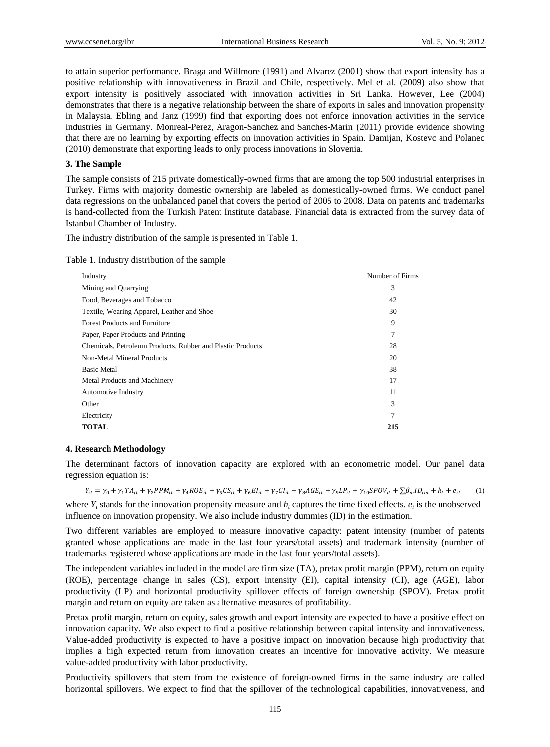to attain superior performance. Braga and Willmore (1991) and Alvarez (2001) show that export intensity has a positive relationship with innovativeness in Brazil and Chile, respectively. Mel et al. (2009) also show that export intensity is positively associated with innovation activities in Sri Lanka. However, Lee (2004) demonstrates that there is a negative relationship between the share of exports in sales and innovation propensity in Malaysia. Ebling and Janz (1999) find that exporting does not enforce innovation activities in the service industries in Germany. Monreal-Perez, Aragon-Sanchez and Sanches-Marin (2011) provide evidence showing that there are no learning by exporting effects on innovation activities in Spain. Damijan, Kostevc and Polanec (2010) demonstrate that exporting leads to only process innovations in Slovenia.

## 3. The Sample

The sample consists of 215 private domestically-owned firms that are among the top 500 industrial enterprises in Turkey. Firms with majority domestic ownership are labeled as domestically-owned firms. We conduct panel data regressions on the unbalanced panel that covers the period of 2005 to 2008. Data on patents and trademarks is hand-collected from the Turkish Patent Institute database. Financial data is extracted from the survey data of Istanbul Chamber of Industry.

The industry distribution of the sample is presented in Table 1.

Table 1. Industry distribution of the sample

| Industry | Number of Firms |
|---|---|
| Mining and Quarrying | 3 |
| Food, Beverages and Tobacco | 42 |
| Textile, Wearing Apparel, Leather and Shoe | 30 |
| Forest Products and Furniture | 9 |
| Paper, Paper Products and Printing | 7 |
| Chemicals, Petroleum Products, Rubber and Plastic Products | 28 |
| Non-Metal Mineral Products | 20 |
| Basic Metal | 38 |
| Metal Products and Machinery | 17 |
| Automotive Industry | 11 |
| Other | 3 |
| Electricity | 7 |
| **TOTAL** | **215** |

## 4. Research Methodology

The determinant factors of innovation capacity are explored with an econometric model. Our panel data regression equation is:

$$Y_{it} = \gamma_0 + \gamma_1 TA_{it} + \gamma_2 PPM_{it} + \gamma_4 ROE_{it} + \gamma_5 CS_{it} + \gamma_6 EI_{it} + \gamma_7 CI_{it} + \gamma_8 AGE_{it} + \gamma_9 LP_{it} + \gamma_{10} SPOV_{it} + \sum \beta_m ID_{im} + h_t + e_{it} \quad (1)$$

where $Y_i$ stands for the innovation propensity measure and $h_t$ captures the time fixed effects. $e_i$ is the unobserved influence on innovation propensity. We also include industry dummies (ID) in the estimation.

Two different variables are employed to measure innovative capacity: patent intensity (number of patents granted whose applications are made in the last four years/total assets) and trademark intensity (number of trademarks registered whose applications are made in the last four years/total assets).

The independent variables included in the model are firm size (TA), pretax profit margin (PPM), return on equity (ROE), percentage change in sales (CS), export intensity (EI), capital intensity (CI), age (AGE), labor productivity (LP) and horizontal productivity spillover effects of foreign ownership (SPOV). Pretax profit margin and return on equity are taken as alternative measures of profitability.

Pretax profit margin, return on equity, sales growth and export intensity are expected to have a positive effect on innovation capacity. We also expect to find a positive relationship between capital intensity and innovativeness. Value-added productivity is expected to have a positive impact on innovation because high productivity that implies a high expected return from innovation creates an incentive for innovative activity. We measure value-added productivity with labor productivity.

Productivity spillovers that stem from the existence of foreign-owned firms in the same industry are called horizontal spillovers. We expect to find that the spillover of the technological capabilities, innovativeness, and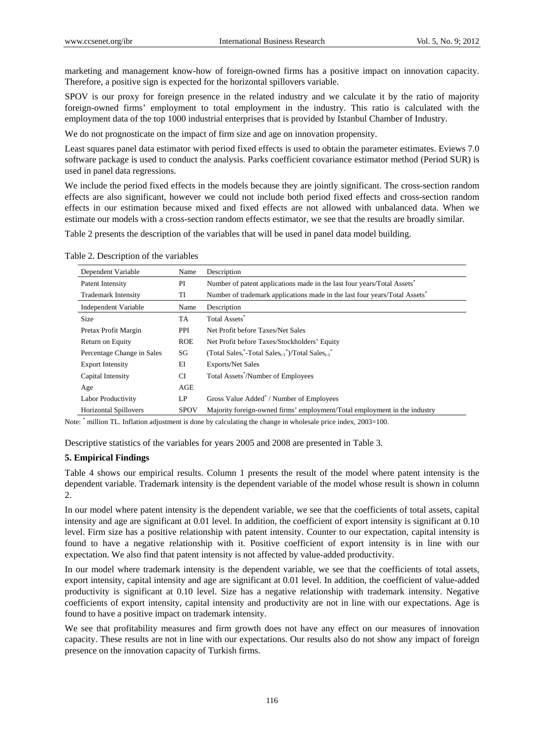marketing and management know-how of foreign-owned firms has a positive impact on innovation capacity. Therefore, a positive sign is expected for the horizontal spillovers variable.

SPOV is our proxy for foreign presence in the related industry and we calculate it by the ratio of majority foreign-owned firms' employment to total employment in the industry. This ratio is calculated with the employment data of the top 1000 industrial enterprises that is provided by Istanbul Chamber of Industry.

We do not prognosticate on the impact of firm size and age on innovation propensity.

Least squares panel data estimator with period fixed effects is used to obtain the parameter estimates. Eviews 7.0 software package is used to conduct the analysis. Parks coefficient covariance estimator method (Period SUR) is used in panel data regressions.

We include the period fixed effects in the models because they are jointly significant. The cross-section random effects are also significant, however we could not include both period fixed effects and cross-section random effects in our estimation because mixed and fixed effects are not allowed with unbalanced data. When we estimate our models with a cross-section random effects estimator, we see that the results are broadly similar.

Table 2 presents the description of the variables that will be used in panel data model building.

Table 2. Description of the variables

| Dependent Variable | Name | Description |
|---|---|---|
| Patent Intensity | PI | Number of patent applications made in the last four years/Total Assets* |
| Trademark Intensity | TI | Number of trademark applications made in the last four years/Total Assets* |
| **Independent Variable** | **Name** | **Description** |
| Size | TA | Total Assets* |
| Pretax Profit Margin | PPI | Net Profit before Taxes/Net Sales |
| Return on Equity | ROE | Net Profit before Taxes/Stockholders' Equity |
| Percentage Change in Sales | SG | (Total $\text{Sales}_t^*$-Total $\text{Sales}_{t-1}^*$)/Total $\text{Sales}_{t-1}^*$ |
| Export Intensity | EI | Exports/Net Sales |
| Capital Intensity | CI | Total Assets*/Number of Employees |
| Age | AGE | |
| Labor Productivity | LP | Gross Value Added* / Number of Employees |
| Horizontal Spillovers | SPOV | Majority foreign-owned firms' employment/Total employment in the industry |

Note: * million TL. Inflation adjustment is done by calculating the change in wholesale price index, 2003=100.

Descriptive statistics of the variables for years 2005 and 2008 are presented in Table 3.

## 5. Empirical Findings

Table 4 shows our empirical results. Column 1 presents the result of the model where patent intensity is the dependent variable. Trademark intensity is the dependent variable of the model whose result is shown in column 2.

In our model where patent intensity is the dependent variable, we see that the coefficients of total assets, capital intensity and age are significant at 0.01 level. In addition, the coefficient of export intensity is significant at 0.10 level. Firm size has a positive relationship with patent intensity. Counter to our expectation, capital intensity is found to have a negative relationship with it. Positive coefficient of export intensity is in line with our expectation. We also find that patent intensity is not affected by value-added productivity.

In our model where trademark intensity is the dependent variable, we see that the coefficients of total assets, export intensity, capital intensity and age are significant at 0.01 level. In addition, the coefficient of value-added productivity is significant at 0.10 level. Size has a negative relationship with trademark intensity. Negative coefficients of export intensity, capital intensity and productivity are not in line with our expectations. Age is found to have a positive impact on trademark intensity.

We see that profitability measures and firm growth does not have any effect on our measures of innovation capacity. These results are not in line with our expectations. Our results also do not show any impact of foreign presence on the innovation capacity of Turkish firms.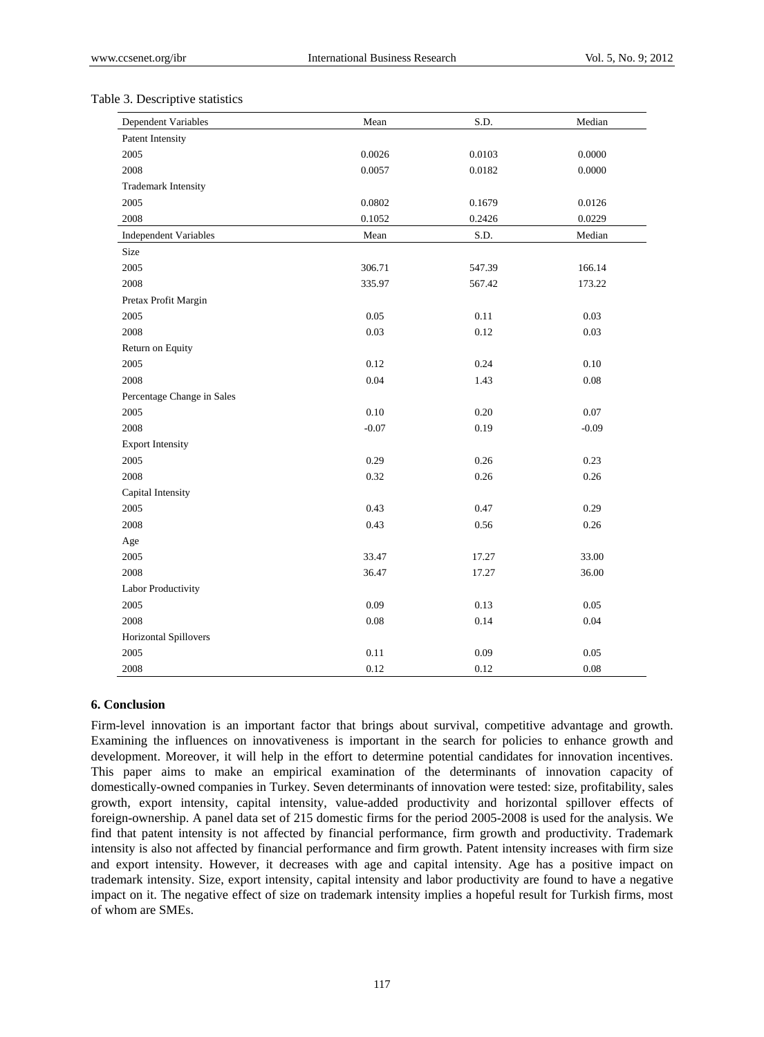Table 3. Descriptive statistics

| Dependent Variables | Mean | S.D. | Median |
|---|---|---|---|
| Patent Intensity | | | |
| 2005 | 0.0026 | 0.0103 | 0.0000 |
| 2008 | 0.0057 | 0.0182 | 0.0000 |
| Trademark Intensity | | | |
| 2005 | 0.0802 | 0.1679 | 0.0126 |
| 2008 | 0.1052 | 0.2426 | 0.0229 |
| **Independent Variables** | **Mean** | **S.D.** | **Median** |
| Size | | | |
| 2005 | 306.71 | 547.39 | 166.14 |
| 2008 | 335.97 | 567.42 | 173.22 |
| Pretax Profit Margin | | | |
| 2005 | 0.05 | 0.11 | 0.03 |
| 2008 | 0.03 | 0.12 | 0.03 |
| Return on Equity | | | |
| 2005 | 0.12 | 0.24 | 0.10 |
| 2008 | 0.04 | 1.43 | 0.08 |
| Percentage Change in Sales | | | |
| 2005 | 0.10 | 0.20 | 0.07 |
| 2008 | -0.07 | 0.19 | -0.09 |
| Export Intensity | | | |
| 2005 | 0.29 | 0.26 | 0.23 |
| 2008 | 0.32 | 0.26 | 0.26 |
| Capital Intensity | | | |
| 2005 | 0.43 | 0.47 | 0.29 |
| 2008 | 0.43 | 0.56 | 0.26 |
| Age | | | |
| 2005 | 33.47 | 17.27 | 33.00 |
| 2008 | 36.47 | 17.27 | 36.00 |
| Labor Productivity | | | |
| 2005 | 0.09 | 0.13 | 0.05 |
| 2008 | 0.08 | 0.14 | 0.04 |
| Horizontal Spillovers | | | |
| 2005 | 0.11 | 0.09 | 0.05 |
| 2008 | 0.12 | 0.12 | 0.08 |

## 6. Conclusion

Firm-level innovation is an important factor that brings about survival, competitive advantage and growth. Examining the influences on innovativeness is important in the search for policies to enhance growth and development. Moreover, it will help in the effort to determine potential candidates for innovation incentives. This paper aims to make an empirical examination of the determinants of innovation capacity of domestically-owned companies in Turkey. Seven determinants of innovation were tested: size, profitability, sales growth, export intensity, capital intensity, value-added productivity and horizontal spillover effects of foreign-ownership. A panel data set of 215 domestic firms for the period 2005-2008 is used for the analysis. We find that patent intensity is not affected by financial performance, firm growth and productivity. Trademark intensity is also not affected by financial performance and firm growth. Patent intensity increases with firm size and export intensity. However, it decreases with age and capital intensity. Age has a positive impact on trademark intensity. Size, export intensity, capital intensity and labor productivity are found to have a negative impact on it. The negative effect of size on trademark intensity implies a hopeful result for Turkish firms, most of whom are SMEs.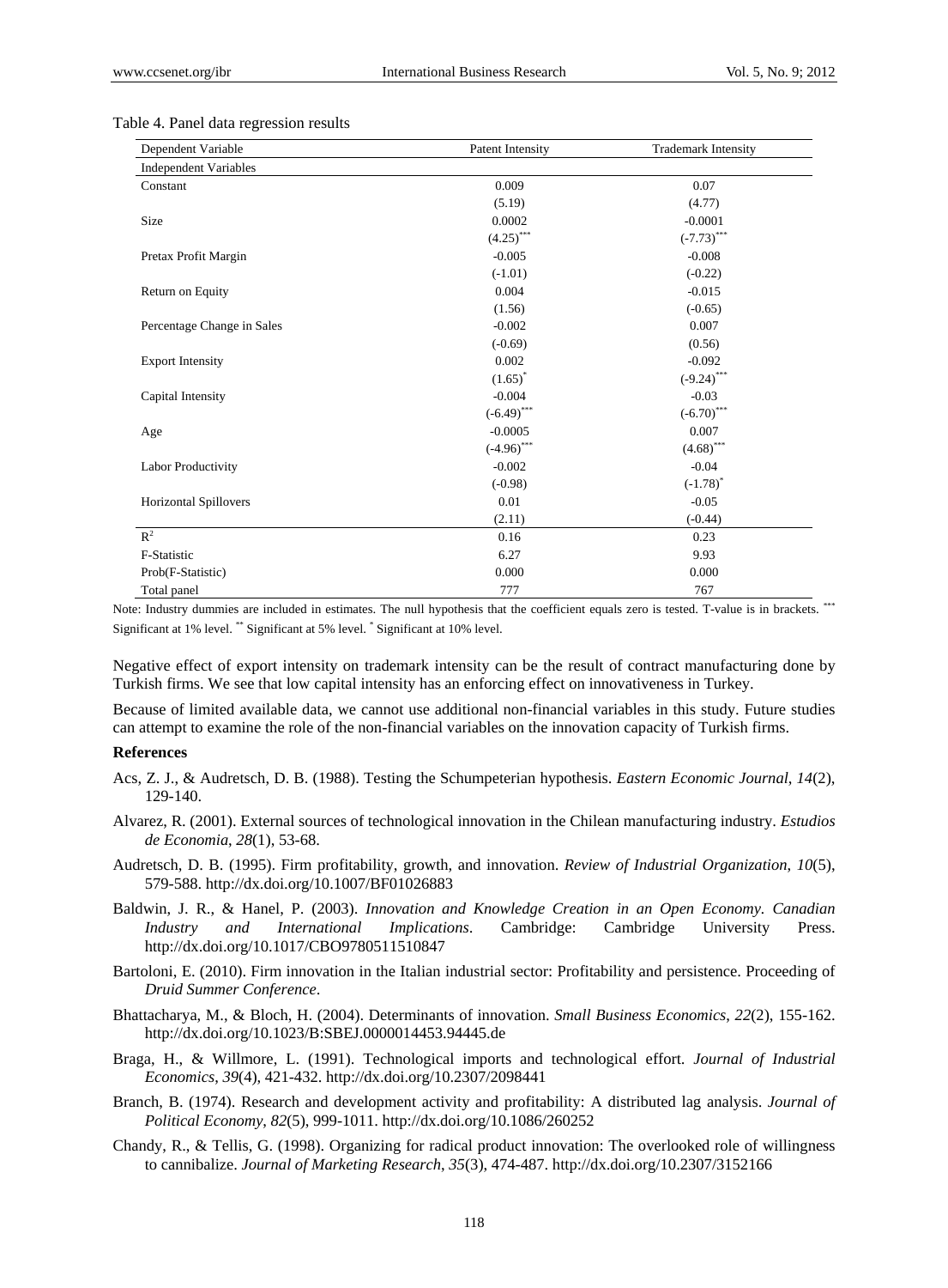Table 4. Panel data regression results

| Dependent Variable | Patent Intensity | Trademark Intensity |
|---|---|---|
| Independent Variables | | |
| Constant | 0.009 | 0.07 |
| | (5.19) | (4.77) |
| Size | 0.0002 | -0.0001 |
| | (4.25)*** | (-7.73)*** |
| Pretax Profit Margin | -0.005 | -0.008 |
| | (-1.01) | (-0.22) |
| Return on Equity | 0.004 | -0.015 |
| | (1.56) | (-0.65) |
| Percentage Change in Sales | -0.002 | 0.007 |
| | (-0.69) | (0.56) |
| Export Intensity | 0.002 | -0.092 |
| | (1.65)* | (-9.24)*** |
| Capital Intensity | -0.004 | -0.03 |
| | (-6.49)*** | (-6.70)*** |
| Age | -0.0005 | 0.007 |
| | (-4.96)*** | (4.68)*** |
| Labor Productivity | -0.002 | -0.04 |
| | (-0.98) | (-1.78)* |
| Horizontal Spillovers | 0.01 | -0.05 |
| | (2.11) | (-0.44) |
| $R^2$ | 0.16 | 0.23 |
| F-Statistic | 6.27 | 9.93 |
| Prob(F-Statistic) | 0.000 | 0.000 |
| Total panel | 777 | 767 |

Note: Industry dummies are included in estimates. The null hypothesis that the coefficient equals zero is tested. T-value is in brackets. *** Significant at 1% level. ** Significant at 5% level. * Significant at 10% level.

Negative effect of export intensity on trademark intensity can be the result of contract manufacturing done by Turkish firms. We see that low capital intensity has an enforcing effect on innovativeness in Turkey.

Because of limited available data, we cannot use additional non-financial variables in this study. Future studies can attempt to examine the role of the non-financial variables on the innovation capacity of Turkish firms.

**References**

Acs, Z. J., & Audretsch, D. B. (1988). Testing the Schumpeterian hypothesis. *Eastern Economic Journal*, *14*(2), 129-140.

Alvarez, R. (2001). External sources of technological innovation in the Chilean manufacturing industry. *Estudios de Economia*, *28*(1), 53-68.

Audretsch, D. B. (1995). Firm profitability, growth, and innovation. *Review of Industrial Organization*, *10*(5), 579-588. http://dx.doi.org/10.1007/BF01026883

Baldwin, J. R., & Hanel, P. (2003). *Innovation and Knowledge Creation in an Open Economy. Canadian Industry and International Implications*. Cambridge: Cambridge University Press. http://dx.doi.org/10.1017/CBO9780511510847

Bartoloni, E. (2010). Firm innovation in the Italian industrial sector: Profitability and persistence. Proceeding of *Druid Summer Conference*.

Bhattacharya, M., & Bloch, H. (2004). Determinants of innovation. *Small Business Economics*, *22*(2), 155-162. http://dx.doi.org/10.1023/B:SBEJ.0000014453.94445.de

Braga, H., & Willmore, L. (1991). Technological imports and technological effort. *Journal of Industrial Economics*, *39*(4), 421-432. http://dx.doi.org/10.2307/2098441

Branch, B. (1974). Research and development activity and profitability: A distributed lag analysis. *Journal of Political Economy*, *82*(5), 999-1011. http://dx.doi.org/10.1086/260252

Chandy, R., & Tellis, G. (1998). Organizing for radical product innovation: The overlooked role of willingness to cannibalize. *Journal of Marketing Research*, *35*(3), 474-487. http://dx.doi.org/10.2307/3152166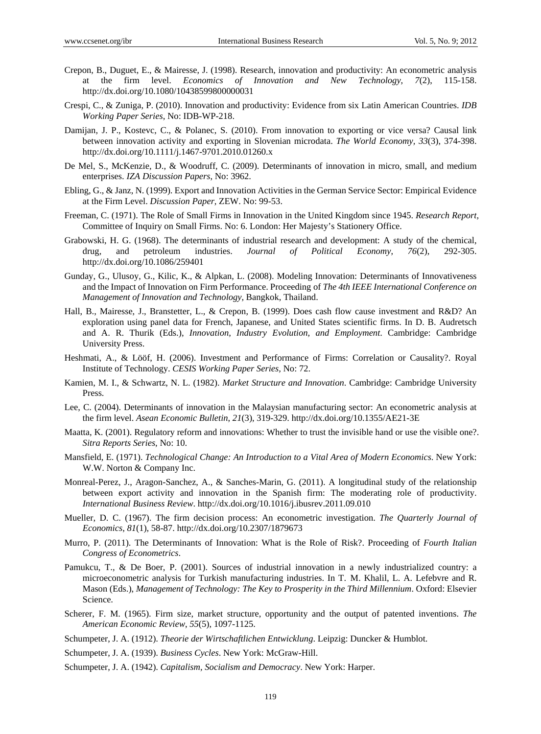Crepon, B., Duguet, E., & Mairesse, J. (1998). Research, innovation and productivity: An econometric analysis at the firm level. *Economics of Innovation and New Technology*, *7*(2), 115-158. http://dx.doi.org/10.1080/10438599800000031

Crespi, C., & Zuniga, P. (2010). Innovation and productivity: Evidence from six Latin American Countries. *IDB Working Paper Series*, No: IDB-WP-218.

Damijan, J. P., Kostevc, C., & Polanec, S. (2010). From innovation to exporting or vice versa? Causal link between innovation activity and exporting in Slovenian microdata. *The World Economy, 33*(3), 374-398. http://dx.doi.org/10.1111/j.1467-9701.2010.01260.x

De Mel, S., McKenzie, D., & Woodruff, C. (2009). Determinants of innovation in micro, small, and medium enterprises. *IZA Discussion Papers*, No: 3962.

Ebling, G., & Janz, N. (1999). Export and Innovation Activities in the German Service Sector: Empirical Evidence at the Firm Level. *Discussion Paper*, ZEW. No: 99-53.

Freeman, C. (1971). The Role of Small Firms in Innovation in the United Kingdom since 1945. *Research Report,* Committee of Inquiry on Small Firms. No: 6. London: Her Majesty's Stationery Office.

Grabowski, H. G. (1968). The determinants of industrial research and development: A study of the chemical, drug, and petroleum industries. *Journal of Political Economy*, *76*(2), 292-305. http://dx.doi.org/10.1086/259401

Gunday, G., Ulusoy, G., Kilic, K., & Alpkan, L. (2008). Modeling Innovation: Determinants of Innovativeness and the Impact of Innovation on Firm Performance. Proceeding of *The 4th IEEE International Conference on Management of Innovation and Technology*, Bangkok, Thailand.

Hall, B., Mairesse, J., Branstetter, L., & Crepon, B. (1999). Does cash flow cause investment and R&D? An exploration using panel data for French, Japanese, and United States scientific firms. In D. B. Audretsch and A. R. Thurik (Eds.), *Innovation, Industry Evolution, and Employment*. Cambridge: Cambridge University Press.

Heshmati, A., & Lööf, H. (2006). Investment and Performance of Firms: Correlation or Causality?. Royal Institute of Technology. *CESIS Working Paper Series,* No: 72.

Kamien, M. I., & Schwartz, N. L. (1982). *Market Structure and Innovation*. Cambridge: Cambridge University Press.

Lee, C. (2004). Determinants of innovation in the Malaysian manufacturing sector: An econometric analysis at the firm level. *Asean Economic Bulletin*, *21*(3), 319-329. http://dx.doi.org/10.1355/AE21-3E

Maatta, K. (2001). Regulatory reform and innovations: Whether to trust the invisible hand or use the visible one?. *Sitra Reports Series*, No: 10.

Mansfield, E. (1971). *Technological Change: An Introduction to a Vital Area of Modern Economics*. New York: W.W. Norton & Company Inc.

Monreal-Perez, J., Aragon-Sanchez, A., & Sanches-Marin, G. (2011). A longitudinal study of the relationship between export activity and innovation in the Spanish firm: The moderating role of productivity. *International Business Review*. http://dx.doi.org/10.1016/j.ibusrev.2011.09.010

Mueller, D. C. (1967). The firm decision process: An econometric investigation. *The Quarterly Journal of Economics*, *81*(1), 58-87. http://dx.doi.org/10.2307/1879673

Murro, P. (2011). The Determinants of Innovation: What is the Role of Risk?. Proceeding of *Fourth Italian Congress of Econometrics*.

Pamukcu, T., & De Boer, P. (2001). Sources of industrial innovation in a newly industrialized country: a microeconometric analysis for Turkish manufacturing industries. In T. M. Khalil, L. A. Lefebvre and R. Mason (Eds.), *Management of Technology: The Key to Prosperity in the Third Millennium*. Oxford: Elsevier Science.

Scherer, F. M. (1965). Firm size, market structure, opportunity and the output of patented inventions. *The American Economic Review*, *55*(5), 1097-1125.

Schumpeter, J. A. (1912). *Theorie der Wirtschaftlichen Entwicklung*. Leipzig: Duncker & Humblot.

Schumpeter, J. A. (1939). *Business Cycles*. New York: McGraw-Hill.

Schumpeter, J. A. (1942). *Capitalism, Socialism and Democracy*. New York: Harper.